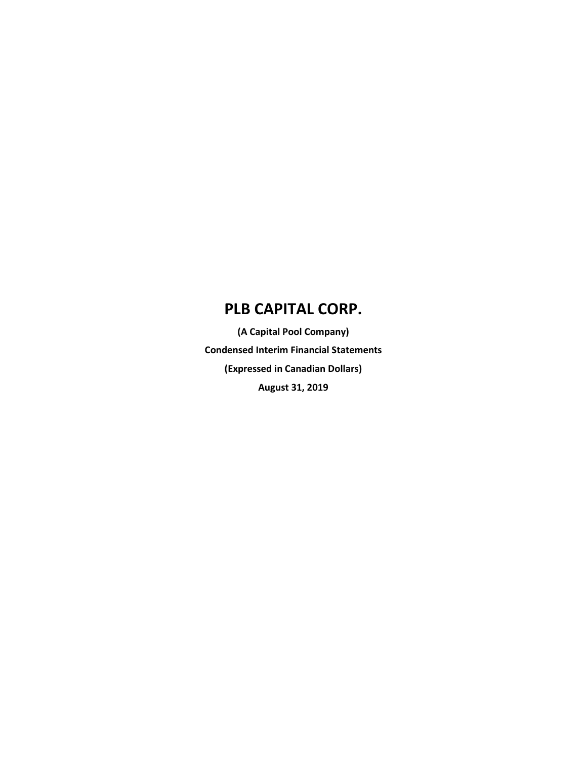# PLB CAPITAL CORP.

**(A Capital Pool Company)**

**Condensed Interim Financial Statements**

**(Expressed in Canadian Dollars)**

**August 31, 2019**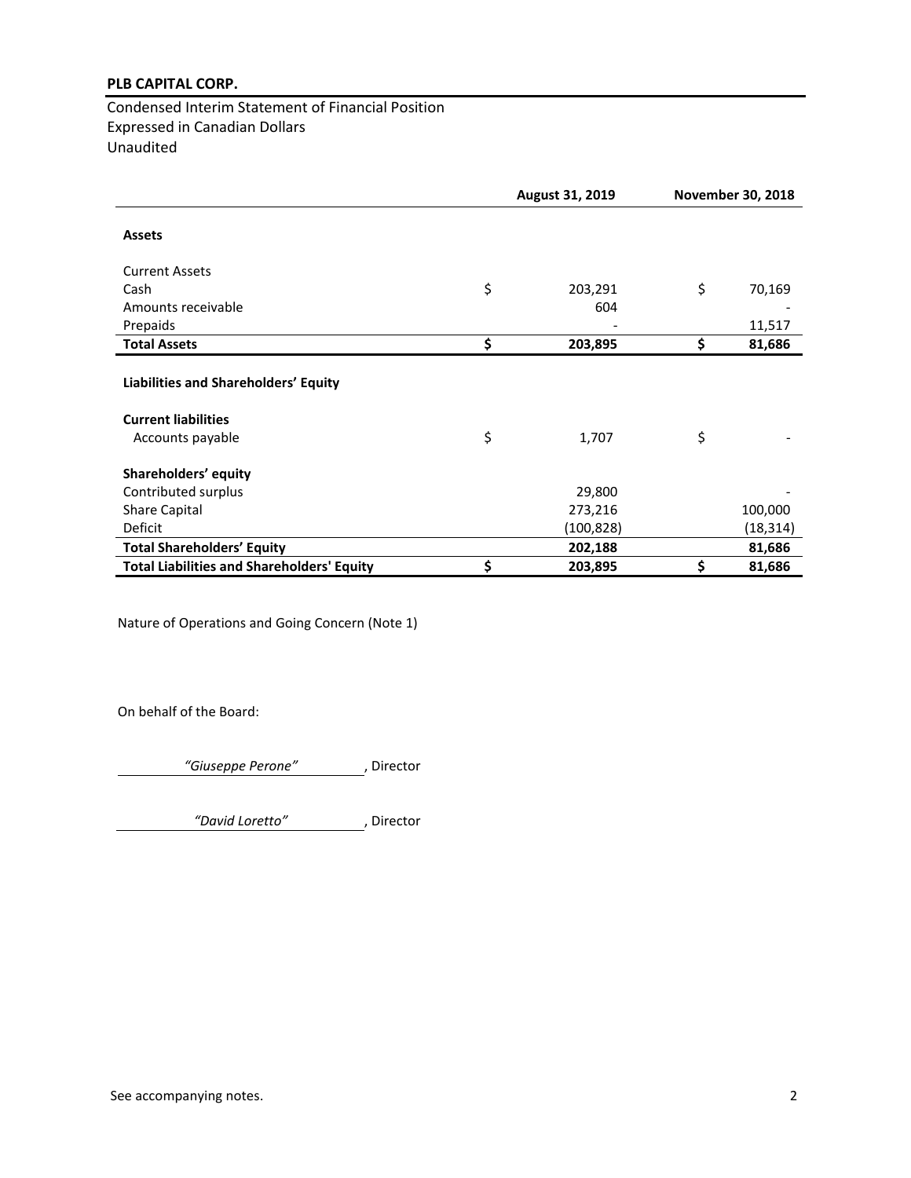**PLB CAPITAL CORP.**

Condensed Interim Statement of Financial Position
Expressed in Canadian Dollars
Unaudited

| | | August 31, 2019 | | November 30, 2018 |
|---|---|---|---|---|
| **Assets** | | | | |
| Current Assets | | | | |
| Cash | $ | 203,291 | $ | 70,169 |
| Amounts receivable | | 604 | | - |
| Prepaids | | - | | 11,517 |
| **Total Assets** | **$** | **203,895** | **$** | **81,686** |
| **Liabilities and Shareholders' Equity** | | | | |
| **Current liabilities** | | | | |
| Accounts payable | $ | 1,707 | $ | - |
| **Shareholders' equity** | | | | |
| Contributed surplus | | 29,800 | | - |
| Share Capital | | 273,216 | | 100,000 |
| Deficit | | (100,828) | | (18,314) |
| **Total Shareholders' Equity** | | **202,188** | | **81,686** |
| **Total Liabilities and Shareholders' Equity** | **$** | **203,895** | **$** | **81,686** |

Nature of Operations and Going Concern (Note 1)

On behalf of the Board:

*"Giuseppe Perone"*, Director

*"David Loretto"*, Director

See accompanying notes.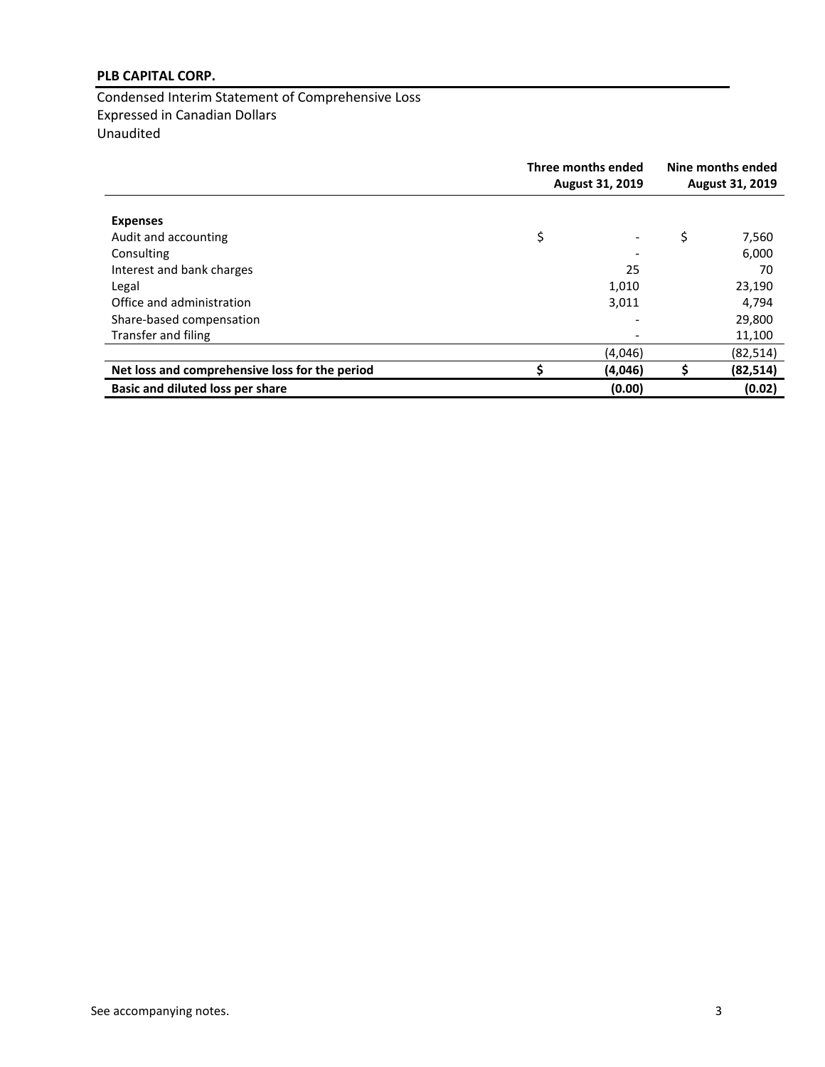**PLB CAPITAL CORP.**

Condensed Interim Statement of Comprehensive Loss
Expressed in Canadian Dollars
Unaudited

| | Three months ended August 31, 2019 | Nine months ended August 31, 2019 |
|---|---|---|
| **Expenses** | | |
| Audit and accounting | $ - | $ 7,560 |
| Consulting | - | 6,000 |
| Interest and bank charges | 25 | 70 |
| Legal | 1,010 | 23,190 |
| Office and administration | 3,011 | 4,794 |
| Share-based compensation | - | 29,800 |
| Transfer and filing | - | 11,100 |
| | (4,046) | (82,514) |
| **Net loss and comprehensive loss for the period** | **$ (4,046)** | **$ (82,514)** |
| **Basic and diluted loss per share** | **(0.00)** | **(0.02)** |

See accompanying notes.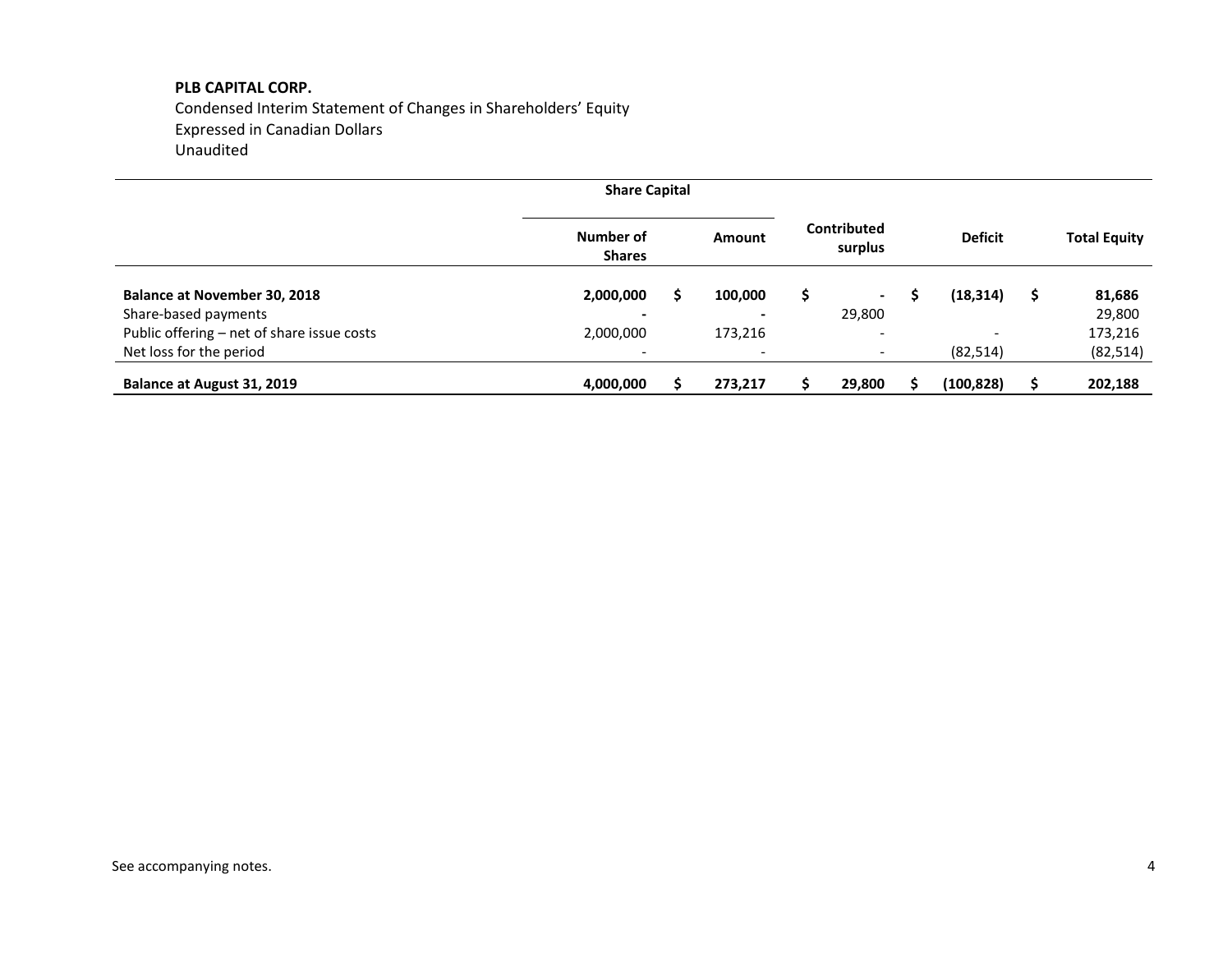**PLB CAPITAL CORP.**

Condensed Interim Statement of Changes in Shareholders' Equity
Expressed in Canadian Dollars
Unaudited

| | Share Capital | | | | |
|---|---|---|---|---|---|
| | Number of Shares | Amount | Contributed surplus | Deficit | Total Equity |
| **Balance at November 30, 2018** | **2,000,000** | **$ 100,000** | **$ -** | **$ (18,314)** | **$ 81,686** |
| Share-based payments | - | - | 29,800 | | 29,800 |
| Public offering – net of share issue costs | 2,000,000 | 173,216 | - | - | 173,216 |
| Net loss for the period | - | - | - | (82,514) | (82,514) |
| **Balance at August 31, 2019** | **4,000,000** | **$ 273,217** | **$ 29,800** | **$ (100,828)** | **$ 202,188** |

See accompanying notes.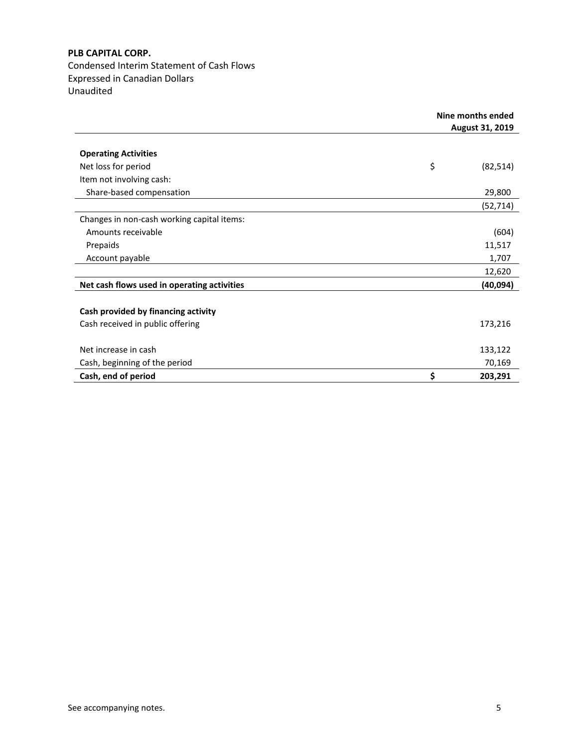**PLB CAPITAL CORP.**

Condensed Interim Statement of Cash Flows
Expressed in Canadian Dollars
Unaudited

| | | Nine months ended August 31, 2019 |
|---|---|---|
| **Operating Activities** | | |
| Net loss for period | $ | (82,514) |
| Item not involving cash: | | |
| Share-based compensation | | 29,800 |
| | | (52,714) |
| Changes in non-cash working capital items: | | |
| Amounts receivable | | (604) |
| Prepaids | | 11,517 |
| Account payable | | 1,707 |
| | | 12,620 |
| **Net cash flows used in operating activities** | | **(40,094)** |
| **Cash provided by financing activity** | | |
| Cash received in public offering | | 173,216 |
| Net increase in cash | | 133,122 |
| Cash, beginning of the period | | 70,169 |
| **Cash, end of period** | **$** | **203,291** |

See accompanying notes.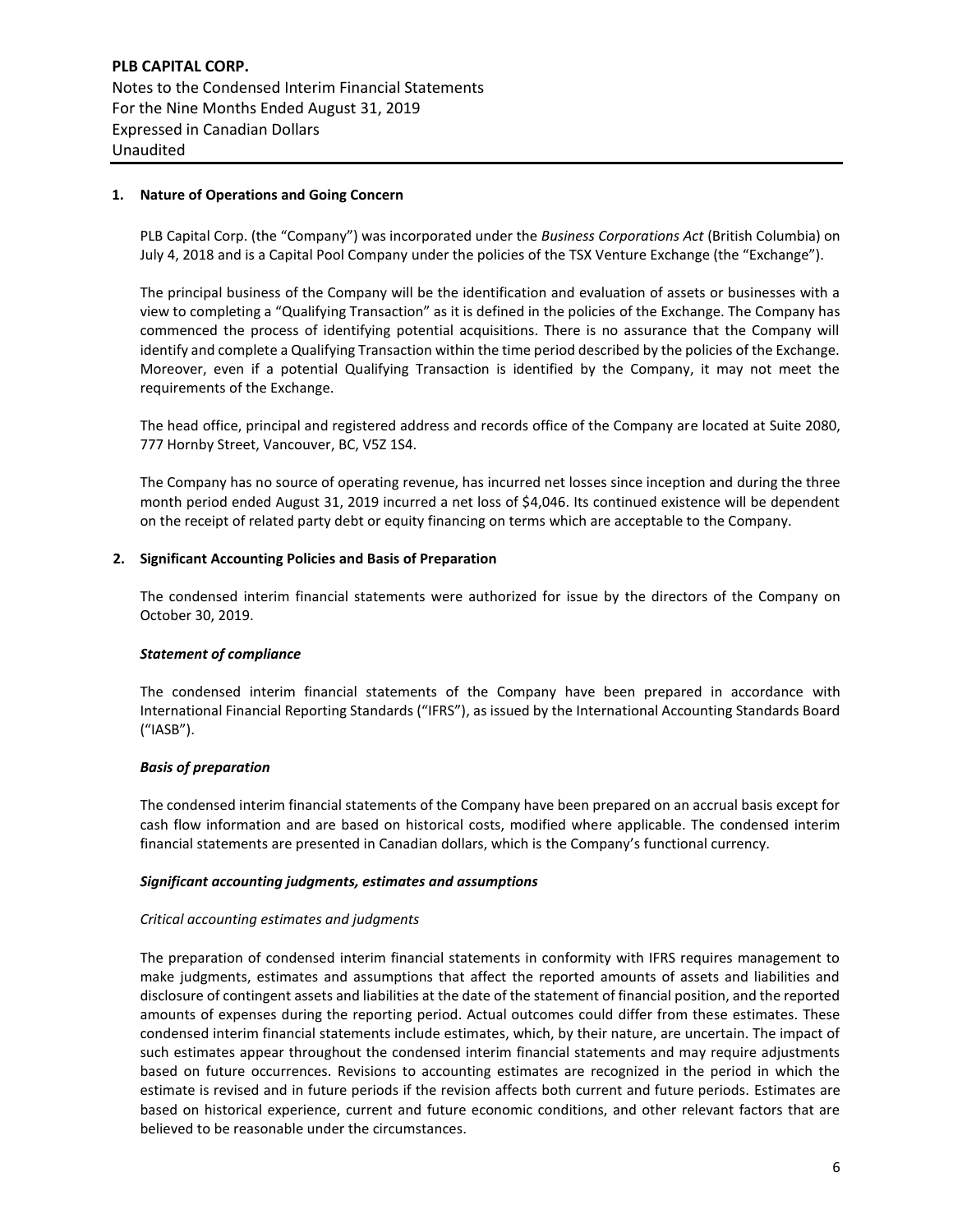## 1. Nature of Operations and Going Concern

PLB Capital Corp. (the "Company") was incorporated under the *Business Corporations Act* (British Columbia) on July 4, 2018 and is a Capital Pool Company under the policies of the TSX Venture Exchange (the "Exchange").

The principal business of the Company will be the identification and evaluation of assets or businesses with a view to completing a "Qualifying Transaction" as it is defined in the policies of the Exchange. The Company has commenced the process of identifying potential acquisitions. There is no assurance that the Company will identify and complete a Qualifying Transaction within the time period described by the policies of the Exchange. Moreover, even if a potential Qualifying Transaction is identified by the Company, it may not meet the requirements of the Exchange.

The head office, principal and registered address and records office of the Company are located at Suite 2080, 777 Hornby Street, Vancouver, BC, V5Z 1S4.

The Company has no source of operating revenue, has incurred net losses since inception and during the three month period ended August 31, 2019 incurred a net loss of $4,046. Its continued existence will be dependent on the receipt of related party debt or equity financing on terms which are acceptable to the Company.

## 2. Significant Accounting Policies and Basis of Preparation

The condensed interim financial statements were authorized for issue by the directors of the Company on October 30, 2019.

### *Statement of compliance*

The condensed interim financial statements of the Company have been prepared in accordance with International Financial Reporting Standards ("IFRS"), as issued by the International Accounting Standards Board ("IASB").

### *Basis of preparation*

The condensed interim financial statements of the Company have been prepared on an accrual basis except for cash flow information and are based on historical costs, modified where applicable. The condensed interim financial statements are presented in Canadian dollars, which is the Company's functional currency.

### *Significant accounting judgments, estimates and assumptions*

*Critical accounting estimates and judgments*

The preparation of condensed interim financial statements in conformity with IFRS requires management to make judgments, estimates and assumptions that affect the reported amounts of assets and liabilities and disclosure of contingent assets and liabilities at the date of the statement of financial position, and the reported amounts of expenses during the reporting period. Actual outcomes could differ from these estimates. These condensed interim financial statements include estimates, which, by their nature, are uncertain. The impact of such estimates appear throughout the condensed interim financial statements and may require adjustments based on future occurrences. Revisions to accounting estimates are recognized in the period in which the estimate is revised and in future periods if the revision affects both current and future periods. Estimates are based on historical experience, current and future economic conditions, and other relevant factors that are believed to be reasonable under the circumstances.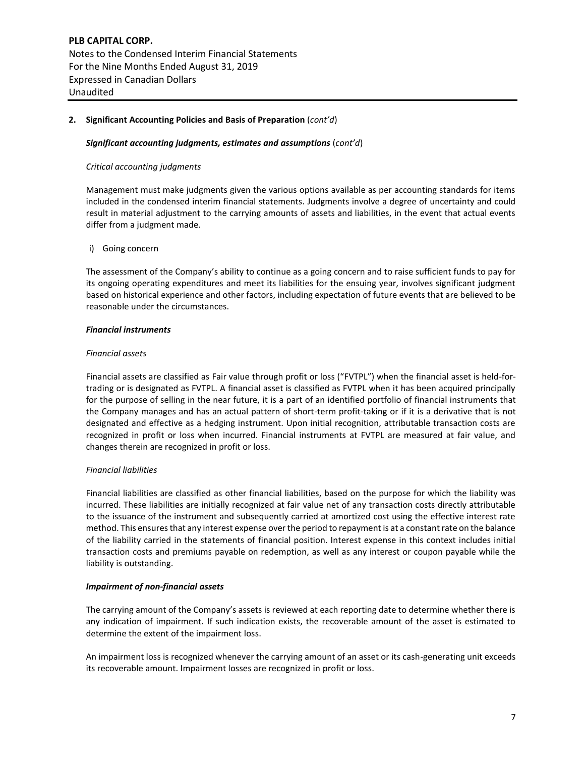## 2. Significant Accounting Policies and Basis of Preparation (*cont'd*)

***Significant accounting judgments, estimates and assumptions*** (*cont'd*)

*Critical accounting judgments*

Management must make judgments given the various options available as per accounting standards for items included in the condensed interim financial statements. Judgments involve a degree of uncertainty and could result in material adjustment to the carrying amounts of assets and liabilities, in the event that actual events differ from a judgment made.

i) Going concern

The assessment of the Company's ability to continue as a going concern and to raise sufficient funds to pay for its ongoing operating expenditures and meet its liabilities for the ensuing year, involves significant judgment based on historical experience and other factors, including expectation of future events that are believed to be reasonable under the circumstances.

***Financial instruments***

*Financial assets*

Financial assets are classified as Fair value through profit or loss ("FVTPL") when the financial asset is held-for-trading or is designated as FVTPL. A financial asset is classified as FVTPL when it has been acquired principally for the purpose of selling in the near future, it is a part of an identified portfolio of financial instruments that the Company manages and has an actual pattern of short-term profit-taking or if it is a derivative that is not designated and effective as a hedging instrument. Upon initial recognition, attributable transaction costs are recognized in profit or loss when incurred. Financial instruments at FVTPL are measured at fair value, and changes therein are recognized in profit or loss.

*Financial liabilities*

Financial liabilities are classified as other financial liabilities, based on the purpose for which the liability was incurred. These liabilities are initially recognized at fair value net of any transaction costs directly attributable to the issuance of the instrument and subsequently carried at amortized cost using the effective interest rate method. This ensures that any interest expense over the period to repayment is at a constant rate on the balance of the liability carried in the statements of financial position. Interest expense in this context includes initial transaction costs and premiums payable on redemption, as well as any interest or coupon payable while the liability is outstanding.

***Impairment of non-financial assets***

The carrying amount of the Company's assets is reviewed at each reporting date to determine whether there is any indication of impairment. If such indication exists, the recoverable amount of the asset is estimated to determine the extent of the impairment loss.

An impairment loss is recognized whenever the carrying amount of an asset or its cash-generating unit exceeds its recoverable amount. Impairment losses are recognized in profit or loss.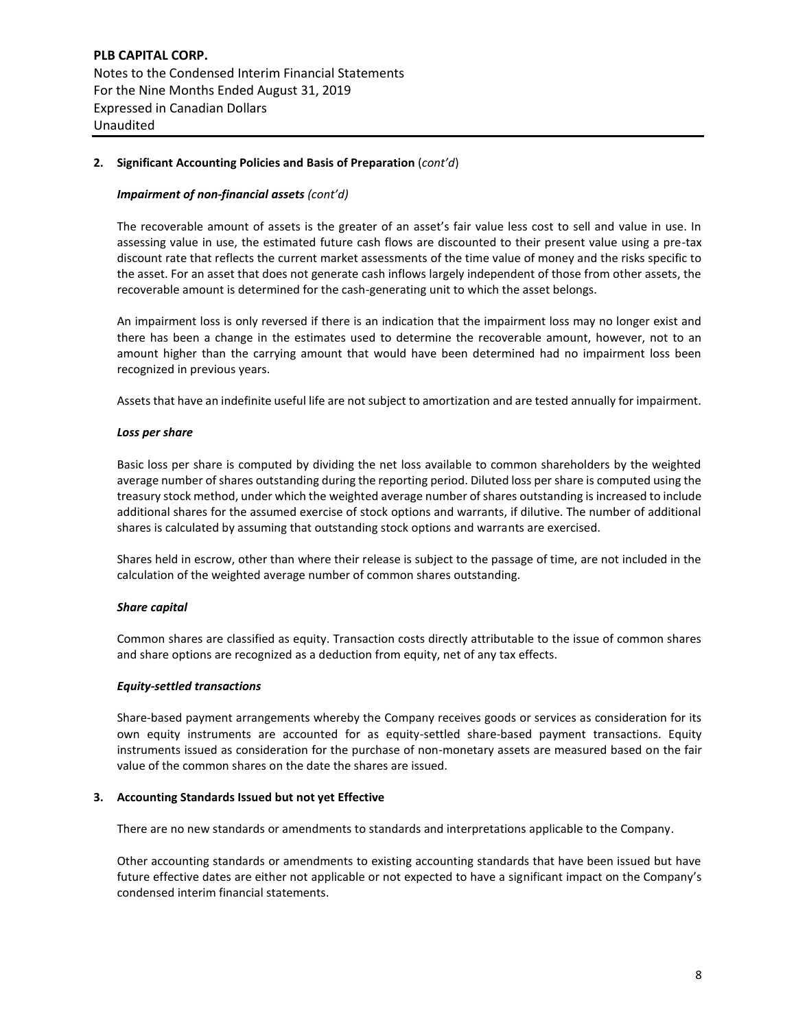## 2. Significant Accounting Policies and Basis of Preparation (*cont'd*)

### *Impairment of non-financial assets (cont'd)*

The recoverable amount of assets is the greater of an asset's fair value less cost to sell and value in use. In assessing value in use, the estimated future cash flows are discounted to their present value using a pre-tax discount rate that reflects the current market assessments of the time value of money and the risks specific to the asset. For an asset that does not generate cash inflows largely independent of those from other assets, the recoverable amount is determined for the cash-generating unit to which the asset belongs.

An impairment loss is only reversed if there is an indication that the impairment loss may no longer exist and there has been a change in the estimates used to determine the recoverable amount, however, not to an amount higher than the carrying amount that would have been determined had no impairment loss been recognized in previous years.

Assets that have an indefinite useful life are not subject to amortization and are tested annually for impairment.

### *Loss per share*

Basic loss per share is computed by dividing the net loss available to common shareholders by the weighted average number of shares outstanding during the reporting period. Diluted loss per share is computed using the treasury stock method, under which the weighted average number of shares outstanding is increased to include additional shares for the assumed exercise of stock options and warrants, if dilutive. The number of additional shares is calculated by assuming that outstanding stock options and warrants are exercised.

Shares held in escrow, other than where their release is subject to the passage of time, are not included in the calculation of the weighted average number of common shares outstanding.

### *Share capital*

Common shares are classified as equity. Transaction costs directly attributable to the issue of common shares and share options are recognized as a deduction from equity, net of any tax effects.

### *Equity-settled transactions*

Share-based payment arrangements whereby the Company receives goods or services as consideration for its own equity instruments are accounted for as equity-settled share-based payment transactions. Equity instruments issued as consideration for the purchase of non-monetary assets are measured based on the fair value of the common shares on the date the shares are issued.

## 3. Accounting Standards Issued but not yet Effective

There are no new standards or amendments to standards and interpretations applicable to the Company.

Other accounting standards or amendments to existing accounting standards that have been issued but have future effective dates are either not applicable or not expected to have a significant impact on the Company's condensed interim financial statements.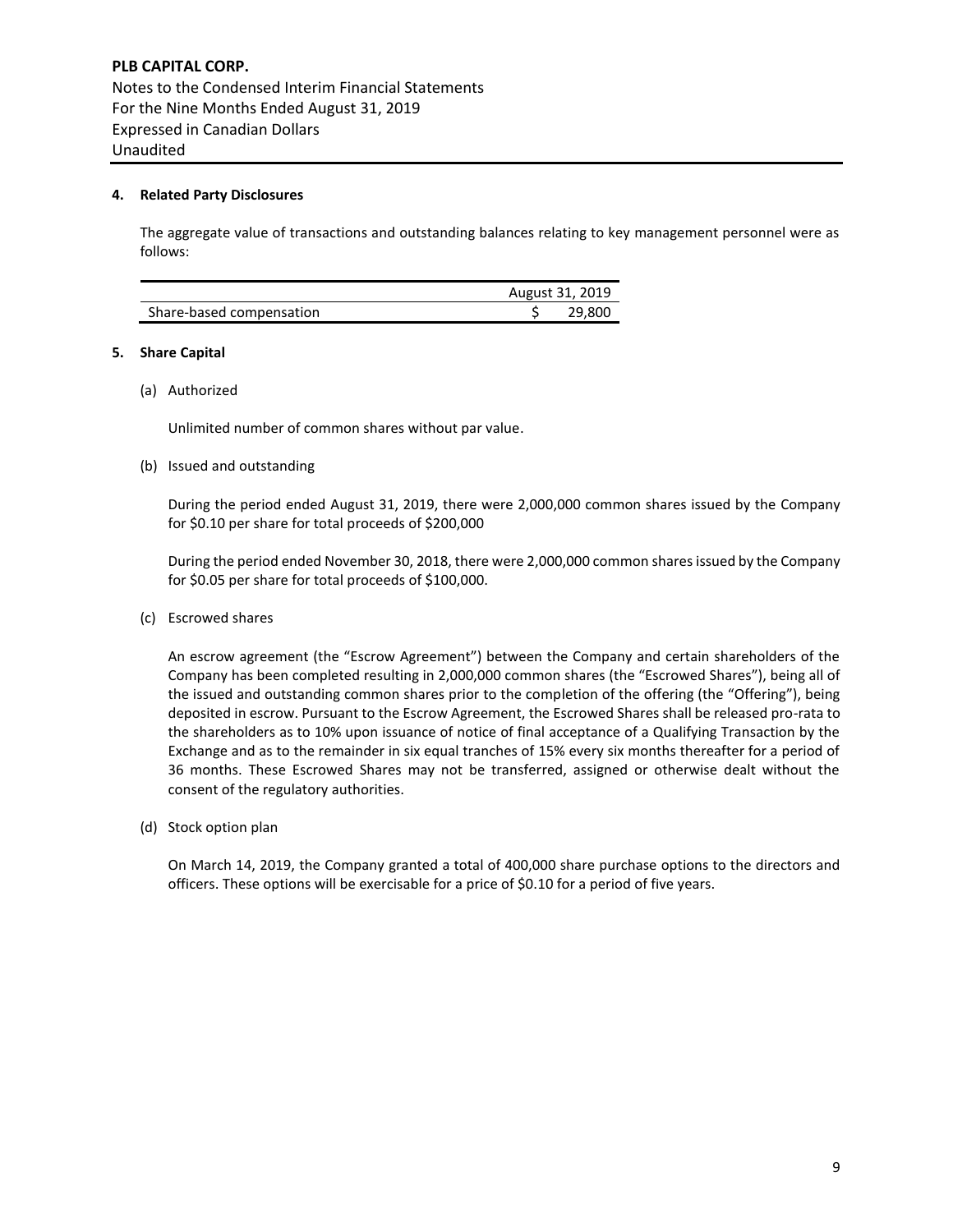**PLB CAPITAL CORP.**
Notes to the Condensed Interim Financial Statements
For the Nine Months Ended August 31, 2019
Expressed in Canadian Dollars
Unaudited

## 4. Related Party Disclosures

The aggregate value of transactions and outstanding balances relating to key management personnel were as follows:

| | August 31, 2019 |
|---|---|
| Share-based compensation | $ 29,800 |

## 5. Share Capital

(a) Authorized

Unlimited number of common shares without par value.

(b) Issued and outstanding

During the period ended August 31, 2019, there were 2,000,000 common shares issued by the Company for $0.10 per share for total proceeds of $200,000

During the period ended November 30, 2018, there were 2,000,000 common shares issued by the Company for $0.05 per share for total proceeds of $100,000.

(c) Escrowed shares

An escrow agreement (the "Escrow Agreement") between the Company and certain shareholders of the Company has been completed resulting in 2,000,000 common shares (the "Escrowed Shares"), being all of the issued and outstanding common shares prior to the completion of the offering (the "Offering"), being deposited in escrow. Pursuant to the Escrow Agreement, the Escrowed Shares shall be released pro-rata to the shareholders as to 10% upon issuance of notice of final acceptance of a Qualifying Transaction by the Exchange and as to the remainder in six equal tranches of 15% every six months thereafter for a period of 36 months. These Escrowed Shares may not be transferred, assigned or otherwise dealt without the consent of the regulatory authorities.

(d) Stock option plan

On March 14, 2019, the Company granted a total of 400,000 share purchase options to the directors and officers. These options will be exercisable for a price of $0.10 for a period of five years.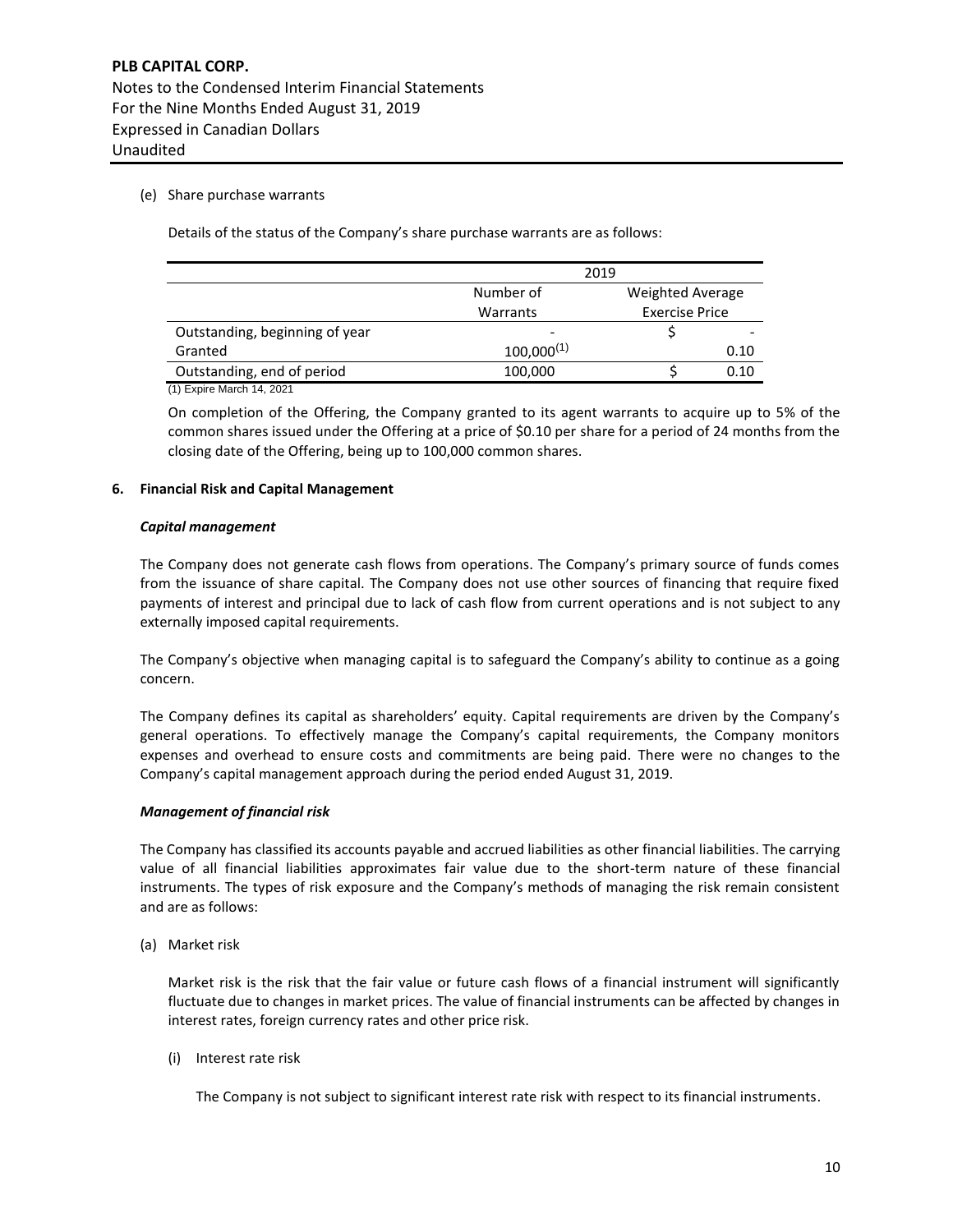(e) Share purchase warrants

Details of the status of the Company's share purchase warrants are as follows:

| | 2019 | |
|---|---|---|
| | Number of Warrants | Weighted Average Exercise Price |
| Outstanding, beginning of year | - | $ - |
| Granted | 100,000[1] | 0.10 |
| Outstanding, end of period | 100,000 | $ 0.10 |

(1) Expire March 14, 2021

On completion of the Offering, the Company granted to its agent warrants to acquire up to 5% of the common shares issued under the Offering at a price of $0.10 per share for a period of 24 months from the closing date of the Offering, being up to 100,000 common shares.

**6. Financial Risk and Capital Management**

***Capital management***

The Company does not generate cash flows from operations. The Company's primary source of funds comes from the issuance of share capital. The Company does not use other sources of financing that require fixed payments of interest and principal due to lack of cash flow from current operations and is not subject to any externally imposed capital requirements.

The Company's objective when managing capital is to safeguard the Company's ability to continue as a going concern.

The Company defines its capital as shareholders' equity. Capital requirements are driven by the Company's general operations. To effectively manage the Company's capital requirements, the Company monitors expenses and overhead to ensure costs and commitments are being paid. There were no changes to the Company's capital management approach during the period ended August 31, 2019.

***Management of financial risk***

The Company has classified its accounts payable and accrued liabilities as other financial liabilities. The carrying value of all financial liabilities approximates fair value due to the short-term nature of these financial instruments. The types of risk exposure and the Company's methods of managing the risk remain consistent and are as follows:

(a) Market risk

Market risk is the risk that the fair value or future cash flows of a financial instrument will significantly fluctuate due to changes in market prices. The value of financial instruments can be affected by changes in interest rates, foreign currency rates and other price risk.

(i) Interest rate risk

The Company is not subject to significant interest rate risk with respect to its financial instruments.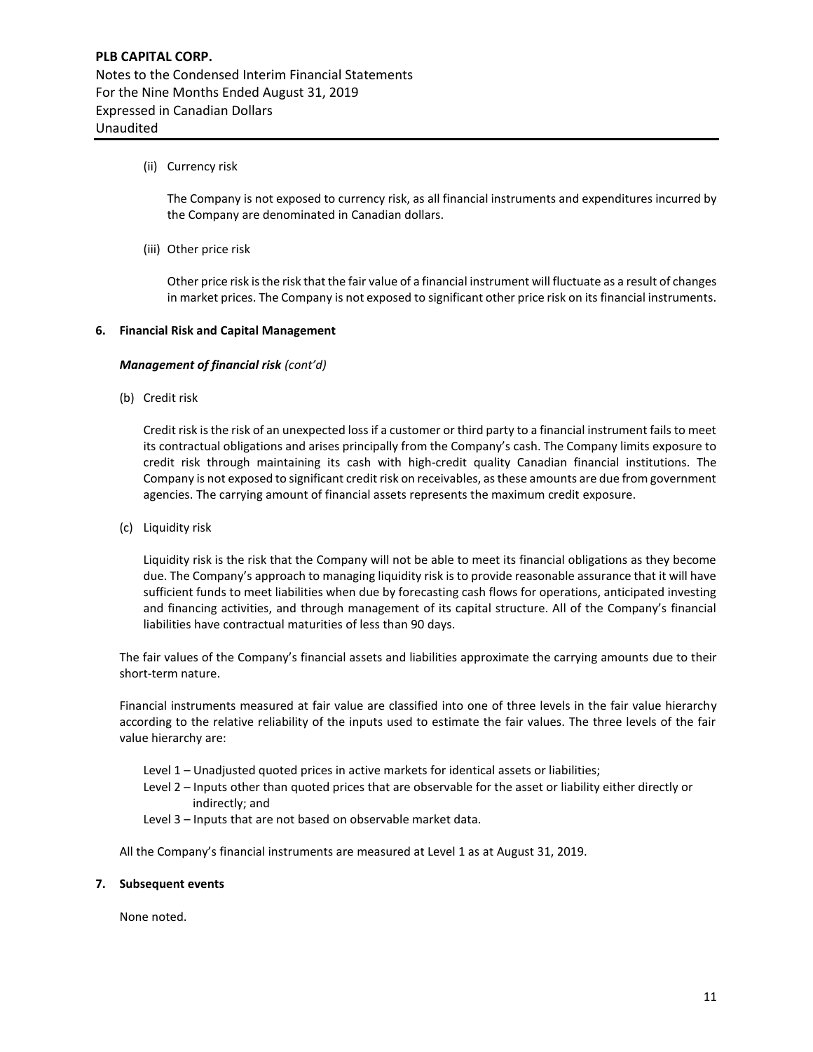(ii) Currency risk

The Company is not exposed to currency risk, as all financial instruments and expenditures incurred by the Company are denominated in Canadian dollars.

(iii) Other price risk

Other price risk is the risk that the fair value of a financial instrument will fluctuate as a result of changes in market prices. The Company is not exposed to significant other price risk on its financial instruments.

## 6. Financial Risk and Capital Management

***Management of financial risk*** *(cont'd)*

(b) Credit risk

Credit risk is the risk of an unexpected loss if a customer or third party to a financial instrument fails to meet its contractual obligations and arises principally from the Company's cash. The Company limits exposure to credit risk through maintaining its cash with high-credit quality Canadian financial institutions. The Company is not exposed to significant credit risk on receivables, as these amounts are due from government agencies. The carrying amount of financial assets represents the maximum credit exposure.

(c) Liquidity risk

Liquidity risk is the risk that the Company will not be able to meet its financial obligations as they become due. The Company's approach to managing liquidity risk is to provide reasonable assurance that it will have sufficient funds to meet liabilities when due by forecasting cash flows for operations, anticipated investing and financing activities, and through management of its capital structure. All of the Company's financial liabilities have contractual maturities of less than 90 days.

The fair values of the Company's financial assets and liabilities approximate the carrying amounts due to their short-term nature.

Financial instruments measured at fair value are classified into one of three levels in the fair value hierarchy according to the relative reliability of the inputs used to estimate the fair values. The three levels of the fair value hierarchy are:

- Level 1 – Unadjusted quoted prices in active markets for identical assets or liabilities;
- Level 2 – Inputs other than quoted prices that are observable for the asset or liability either directly or indirectly; and
- Level 3 – Inputs that are not based on observable market data.

All the Company's financial instruments are measured at Level 1 as at August 31, 2019.

## 7. Subsequent events

None noted.